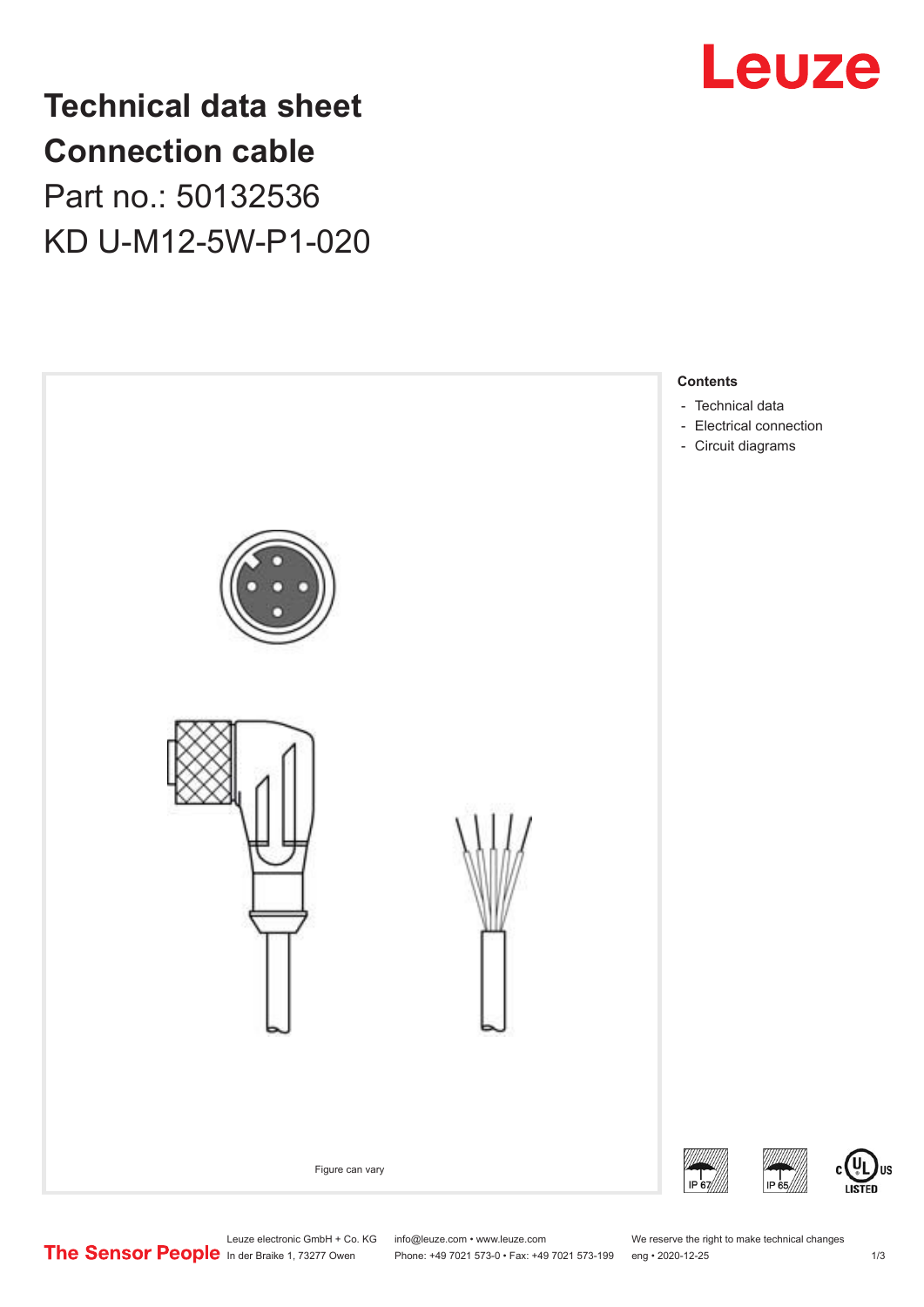# Technical data sheet
# Connection cable
## Part no.: 50132536
## KD U-M12-5W-P1-020

Figure can vary

**Contents**

- Technical data
- Electrical connection
- Circuit diagrams

Leuze electronic GmbH + Co. KG
In der Braike 1, 73277 Owen

info@leuze.com • www.leuze.com
Phone: +49 7021 573-0 • Fax: +49 7021 573-199

We reserve the right to make technical changes
eng • 2020-12-25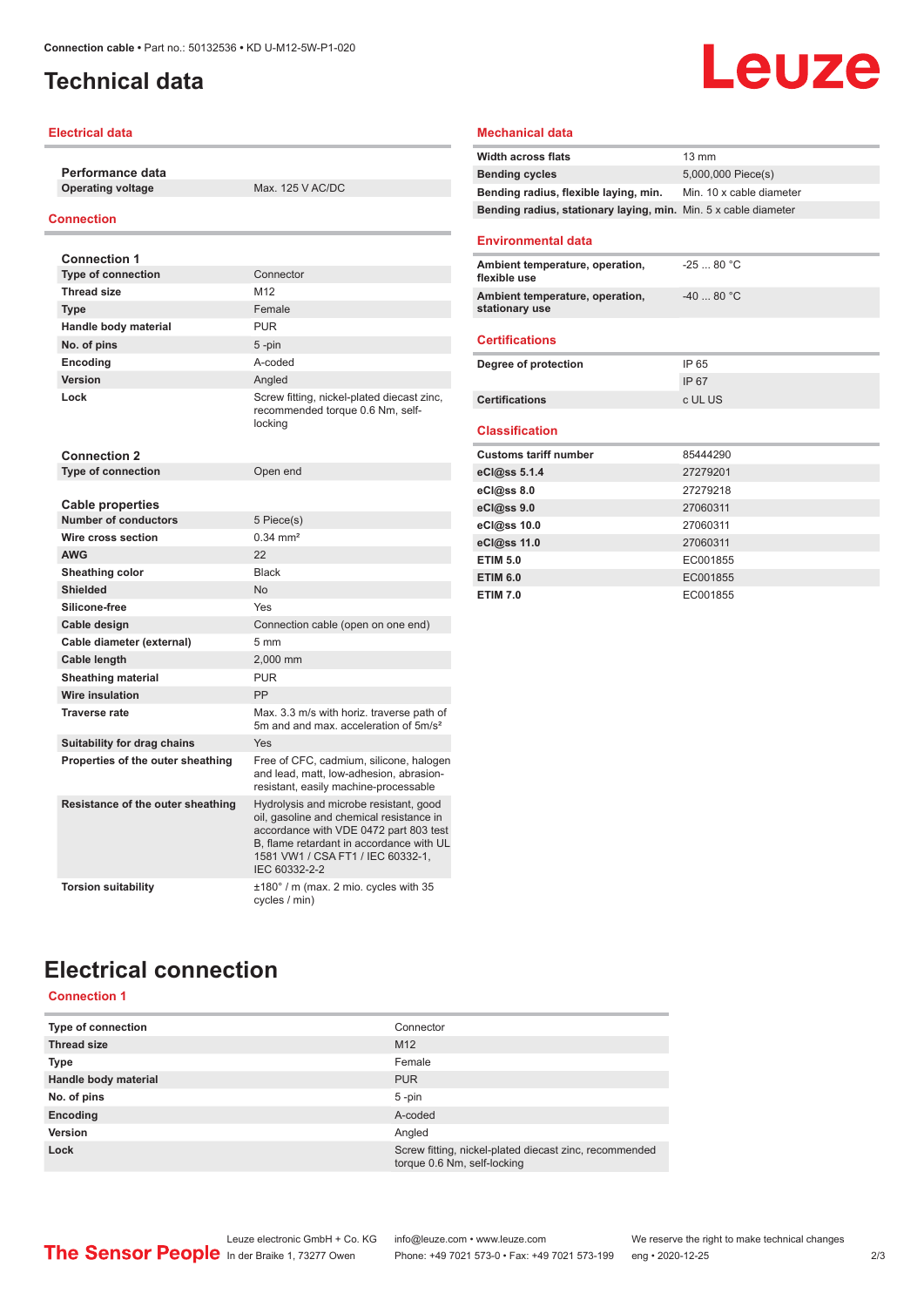# Technical data

## Electrical data

| Performance data | |
|---|---|
| **Operating voltage** | Max. 125 V AC/DC |

## Connection

| Connection 1 | |
|---|---|
| **Type of connection** | Connector |
| **Thread size** | M12 |
| **Type** | Female |
| **Handle body material** | PUR |
| **No. of pins** | 5 -pin |
| **Encoding** | A-coded |
| **Version** | Angled |
| **Lock** | Screw fitting, nickel-plated diecast zinc, recommended torque 0.6 Nm, self-locking |

| Connection 2 | |
|---|---|
| **Type of connection** | Open end |

| Cable properties | |
|---|---|
| **Number of conductors** | 5 Piece(s) |
| **Wire cross section** | 0.34 mm² |
| **AWG** | 22 |
| **Sheathing color** | Black |
| **Shielded** | No |
| **Silicone-free** | Yes |
| **Cable design** | Connection cable (open on one end) |
| **Cable diameter (external)** | 5 mm |
| **Cable length** | 2,000 mm |
| **Sheathing material** | PUR |
| **Wire insulation** | PP |
| **Traverse rate** | Max. 3.3 m/s with horiz. traverse path of 5m and and max. acceleration of 5m/s² |
| **Suitability for drag chains** | Yes |
| **Properties of the outer sheathing** | Free of CFC, cadmium, silicone, halogen and lead, matt, low-adhesion, abrasion-resistant, easily machine-processable |
| **Resistance of the outer sheathing** | Hydrolysis and microbe resistant, good oil, gasoline and chemical resistance in accordance with VDE 0472 part 803 test B, flame retardant in accordance with UL 1581 VW1 / CSA FT1 / IEC 60332-1, IEC 60332-2-2 |
| **Torsion suitability** | ±180° / m (max. 2 mio. cycles with 35 cycles / min) |

## Mechanical data

| | |
|---|---|
| **Width across flats** | 13 mm |
| **Bending cycles** | 5,000,000 Piece(s) |
| **Bending radius, flexible laying, min.** | Min. 10 x cable diameter |
| **Bending radius, stationary laying, min.** | Min. 5 x cable diameter |

## Environmental data

| | |
|---|---|
| **Ambient temperature, operation, flexible use** | -25 ... 80 °C |
| **Ambient temperature, operation, stationary use** | -40 ... 80 °C |

## Certifications

| | |
|---|---|
| **Degree of protection** | IP 65 |
| | IP 67 |
| **Certifications** | c UL US |

## Classification

| | |
|---|---|
| **Customs tariff number** | 85444290 |
| **eCl@ss 5.1.4** | 27279201 |
| **eCl@ss 8.0** | 27279218 |
| **eCl@ss 9.0** | 27060311 |
| **eCl@ss 10.0** | 27060311 |
| **eCl@ss 11.0** | 27060311 |
| **ETIM 5.0** | EC001855 |
| **ETIM 6.0** | EC001855 |
| **ETIM 7.0** | EC001855 |

# Electrical connection

## Connection 1

| | |
|---|---|
| **Type of connection** | Connector |
| **Thread size** | M12 |
| **Type** | Female |
| **Handle body material** | PUR |
| **No. of pins** | 5 -pin |
| **Encoding** | A-coded |
| **Version** | Angled |
| **Lock** | Screw fitting, nickel-plated diecast zinc, recommended torque 0.6 Nm, self-locking |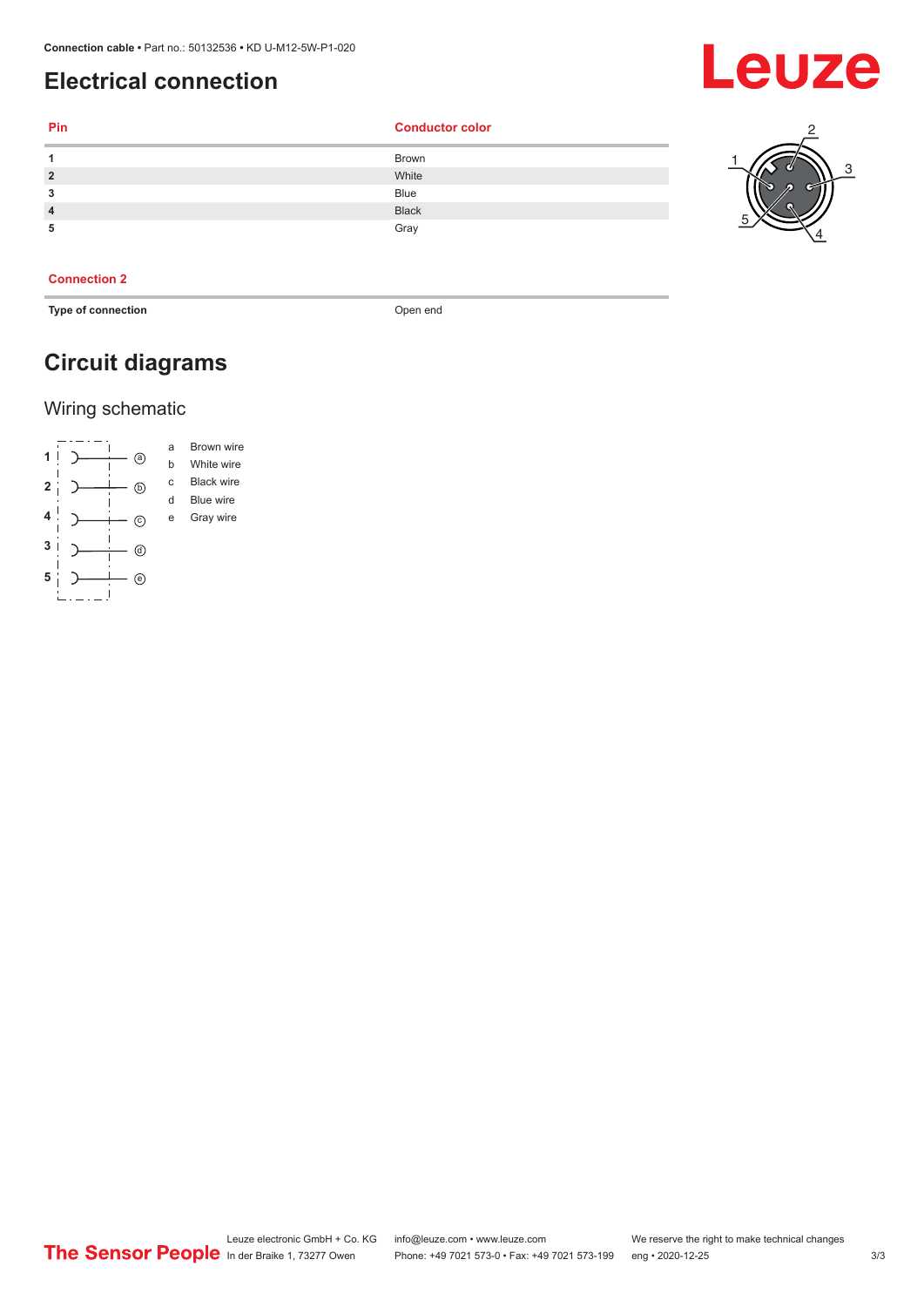# Electrical connection

| Pin | Conductor color |
|---|---|
| 1 | Brown |
| 2 | White |
| 3 | Blue |
| 4 | Black |
| 5 | Gray |

| Connection 2 | |
|---|---|
| Type of connection | Open end |

# Circuit diagrams

## Wiring schematic

a Brown wire
b White wire
c Black wire
d Blue wire
e Gray wire